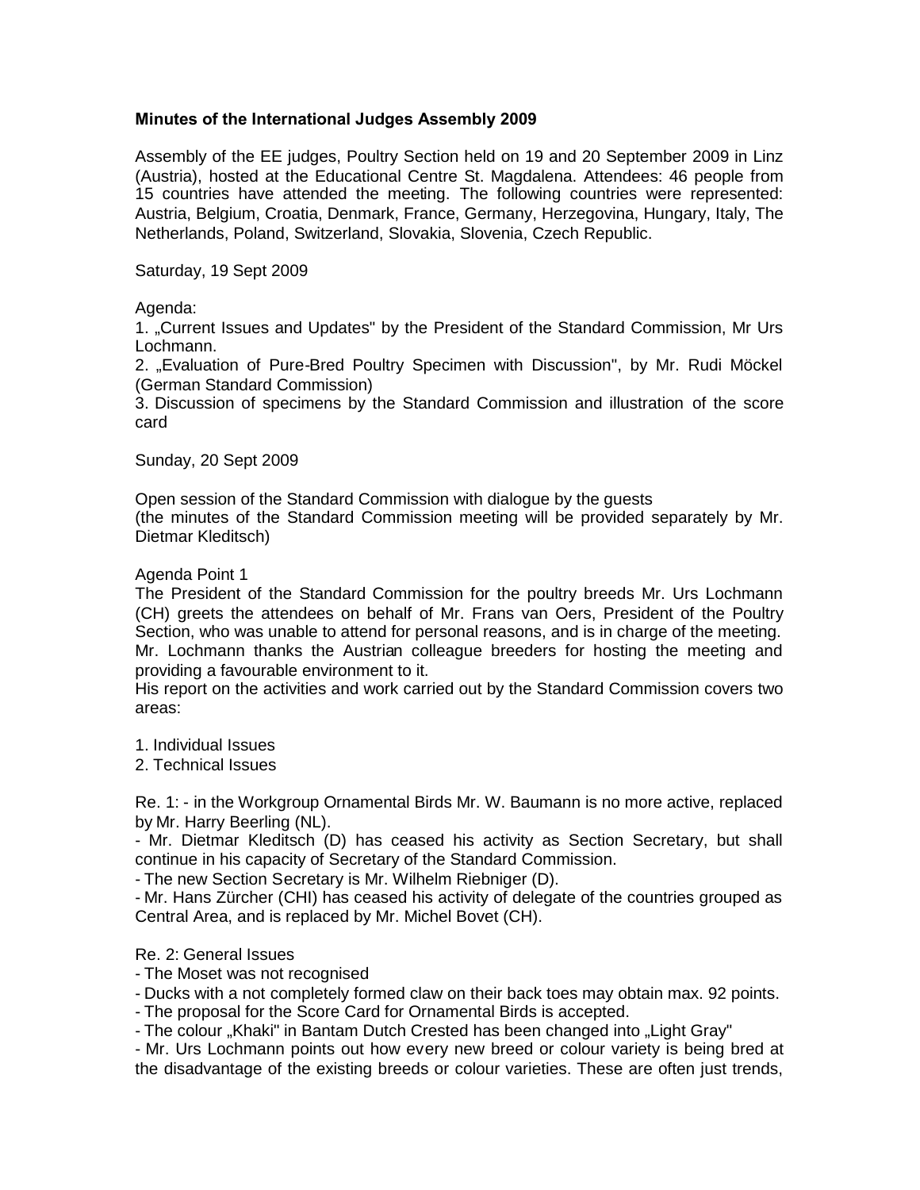**Minutes of the International Judges Assembly 2009**

Assembly of the EE judges, Poultry Section held on 19 and 20 September 2009 in Linz (Austria), hosted at the Educational Centre St. Magdalena. Attendees: 46 people from 15 countries have attended the meeting. The following countries were represented: Austria, Belgium, Croatia, Denmark, France, Germany, Herzegovina, Hungary, Italy, The Netherlands, Poland, Switzerland, Slovakia, Slovenia, Czech Republic.

Saturday, 19 Sept 2009

Agenda:
1. „Current Issues and Updates" by the President of the Standard Commission, Mr Urs Lochmann.
2. „Evaluation of Pure-Bred Poultry Specimen with Discussion", by Mr. Rudi Möckel (German Standard Commission)
3. Discussion of specimens by the Standard Commission and illustration of the score card

Sunday, 20 Sept 2009

Open session of the Standard Commission with dialogue by the guests
(the minutes of the Standard Commission meeting will be provided separately by Mr. Dietmar Kleditsch)

Agenda Point 1
The President of the Standard Commission for the poultry breeds Mr. Urs Lochmann (CH) greets the attendees on behalf of Mr. Frans van Oers, President of the Poultry Section, who was unable to attend for personal reasons, and is in charge of the meeting. Mr. Lochmann thanks the Austrian colleague breeders for hosting the meeting and providing a favourable environment to it.
His report on the activities and work carried out by the Standard Commission covers two areas:

1. Individual Issues
2. Technical Issues

Re. 1: - in the Workgroup Ornamental Birds Mr. W. Baumann is no more active, replaced by Mr. Harry Beerling (NL).
- Mr. Dietmar Kleditsch (D) has ceased his activity as Section Secretary, but shall continue in his capacity of Secretary of the Standard Commission.
- The new Section Secretary is Mr. Wilhelm Riebniger (D).
- Mr. Hans Zürcher (CHI) has ceased his activity of delegate of the countries grouped as Central Area, and is replaced by Mr. Michel Bovet (CH).

Re. 2: General Issues
- The Moset was not recognised
- Ducks with a not completely formed claw on their back toes may obtain max. 92 points.
- The proposal for the Score Card for Ornamental Birds is accepted.
- The colour „Khaki" in Bantam Dutch Crested has been changed into „Light Gray"
- Mr. Urs Lochmann points out how every new breed or colour variety is being bred at the disadvantage of the existing breeds or colour varieties. These are often just trends,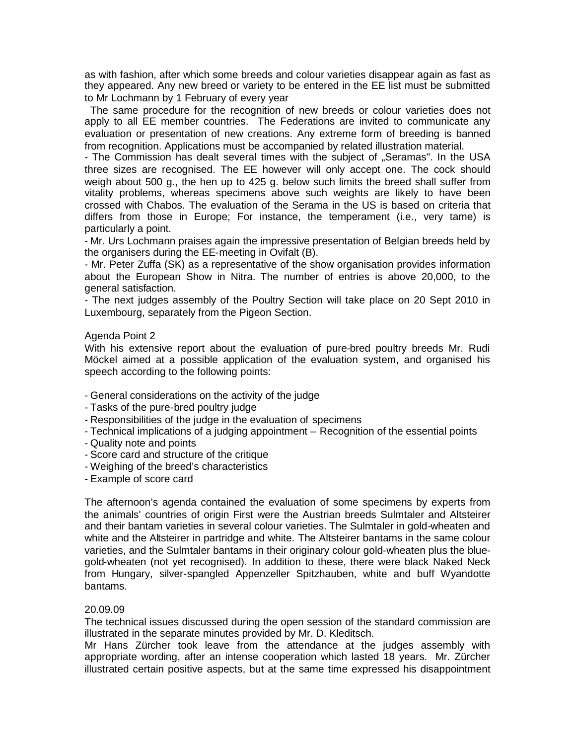as with fashion, after which some breeds and colour varieties disappear again as fast as they appeared. Any new breed or variety to be entered in the EE list must be submitted to Mr Lochmann by 1 February of every year

The same procedure for the recognition of new breeds or colour varieties does not apply to all EE member countries. The Federations are invited to communicate any evaluation or presentation of new creations. Any extreme form of breeding is banned from recognition. Applications must be accompanied by related illustration material.

- The Commission has dealt several times with the subject of „Seramas". In the USA three sizes are recognised. The EE however will only accept one. The cock should weigh about 500 g., the hen up to 425 g. below such limits the breed shall suffer from vitality problems, whereas specimens above such weights are likely to have been crossed with Chabos. The evaluation of the Serama in the US is based on criteria that differs from those in Europe; For instance, the temperament (i.e., very tame) is particularly a point.
- Mr. Urs Lochmann praises again the impressive presentation of Belgian breeds held by the organisers during the EE-meeting in Ovifalt (B).
- Mr. Peter Zuffa (SK) as a representative of the show organisation provides information about the European Show in Nitra. The number of entries is above 20,000, to the general satisfaction.
- The next judges assembly of the Poultry Section will take place on 20 Sept 2010 in Luxembourg, separately from the Pigeon Section.

Agenda Point 2

With his extensive report about the evaluation of pure-bred poultry breeds Mr. Rudi Möckel aimed at a possible application of the evaluation system, and organised his speech according to the following points:

- General considerations on the activity of the judge
- Tasks of the pure-bred poultry judge
- Responsibilities of the judge in the evaluation of specimens
- Technical implications of a judging appointment – Recognition of the essential points
- Quality note and points
- Score card and structure of the critique
- Weighing of the breed's characteristics
- Example of score card

The afternoon's agenda contained the evaluation of some specimens by experts from the animals' countries of origin First were the Austrian breeds Sulmtaler and Altsteirer and their bantam varieties in several colour varieties. The Sulmtaler in gold-wheaten and white and the Altsteirer in partridge and white. The Altsteirer bantams in the same colour varieties, and the Sulmtaler bantams in their originary colour gold-wheaten plus the blue-gold-wheaten (not yet recognised). In addition to these, there were black Naked Neck from Hungary, silver-spangled Appenzeller Spitzhauben, white and buff Wyandotte bantams.

20.09.09

The technical issues discussed during the open session of the standard commission are illustrated in the separate minutes provided by Mr. D. Kleditsch.

Mr Hans Zürcher took leave from the attendance at the judges assembly with appropriate wording, after an intense cooperation which lasted 18 years. Mr. Zürcher illustrated certain positive aspects, but at the same time expressed his disappointment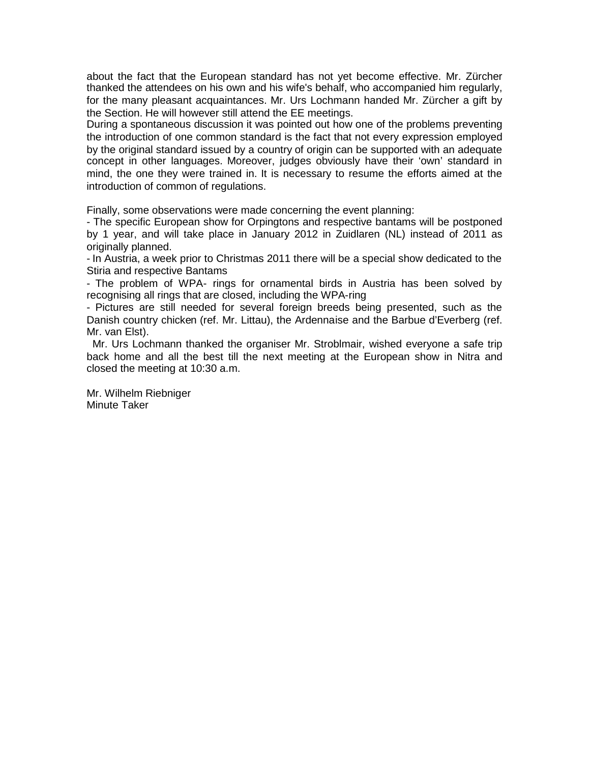about the fact that the European standard has not yet become effective. Mr. Zürcher thanked the attendees on his own and his wife's behalf, who accompanied him regularly, for the many pleasant acquaintances. Mr. Urs Lochmann handed Mr. Zürcher a gift by the Section. He will however still attend the EE meetings.
During a spontaneous discussion it was pointed out how one of the problems preventing the introduction of one common standard is the fact that not every expression employed by the original standard issued by a country of origin can be supported with an adequate concept in other languages. Moreover, judges obviously have their 'own' standard in mind, the one they were trained in. It is necessary to resume the efforts aimed at the introduction of common of regulations.

Finally, some observations were made concerning the event planning:
- The specific European show for Orpingtons and respective bantams will be postponed by 1 year, and will take place in January 2012 in Zuidlaren (NL) instead of 2011 as originally planned.
- In Austria, a week prior to Christmas 2011 there will be a special show dedicated to the Stiria and respective Bantams
- The problem of WPA- rings for ornamental birds in Austria has been solved by recognising all rings that are closed, including the WPA-ring
- Pictures are still needed for several foreign breeds being presented, such as the Danish country chicken (ref. Mr. Littau), the Ardennaise and the Barbue d'Everberg (ref. Mr. van Elst).

Mr. Urs Lochmann thanked the organiser Mr. Stroblmair, wished everyone a safe trip back home and all the best till the next meeting at the European show in Nitra and closed the meeting at 10:30 a.m.

Mr. Wilhelm Riebniger
Minute Taker